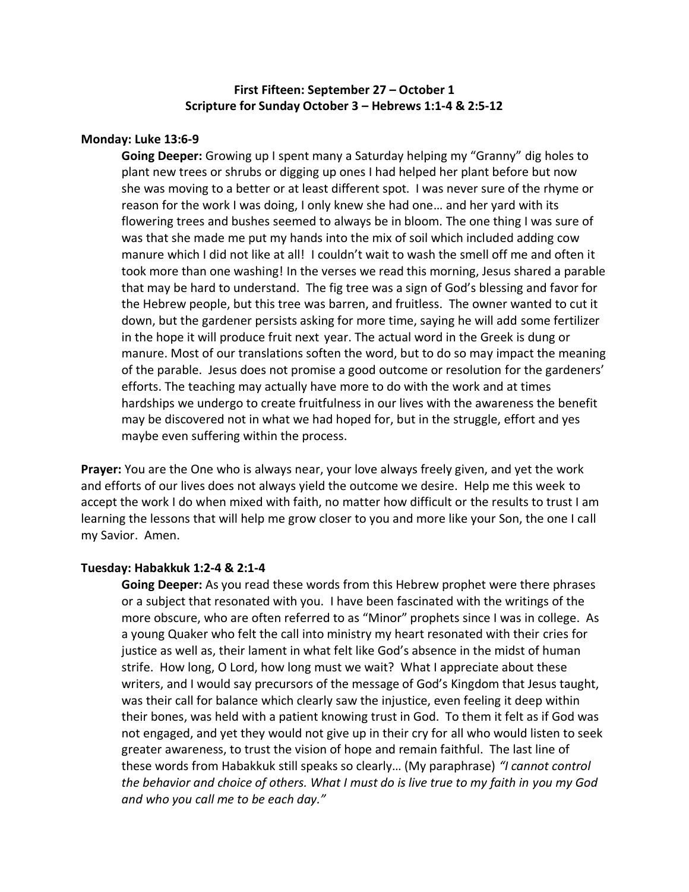**First Fifteen: September 27 – October 1**
**Scripture for Sunday October 3 – Hebrews 1:1-4 & 2:5-12**

**Monday: Luke 13:6-9**

**Going Deeper:** Growing up I spent many a Saturday helping my "Granny" dig holes to plant new trees or shrubs or digging up ones I had helped her plant before but now she was moving to a better or at least different spot. I was never sure of the rhyme or reason for the work I was doing, I only knew she had one… and her yard with its flowering trees and bushes seemed to always be in bloom. The one thing I was sure of was that she made me put my hands into the mix of soil which included adding cow manure which I did not like at all! I couldn't wait to wash the smell off me and often it took more than one washing! In the verses we read this morning, Jesus shared a parable that may be hard to understand. The fig tree was a sign of God's blessing and favor for the Hebrew people, but this tree was barren, and fruitless. The owner wanted to cut it down, but the gardener persists asking for more time, saying he will add some fertilizer in the hope it will produce fruit next year. The actual word in the Greek is dung or manure. Most of our translations soften the word, but to do so may impact the meaning of the parable. Jesus does not promise a good outcome or resolution for the gardeners' efforts. The teaching may actually have more to do with the work and at times hardships we undergo to create fruitfulness in our lives with the awareness the benefit may be discovered not in what we had hoped for, but in the struggle, effort and yes maybe even suffering within the process.

**Prayer:** You are the One who is always near, your love always freely given, and yet the work and efforts of our lives does not always yield the outcome we desire. Help me this week to accept the work I do when mixed with faith, no matter how difficult or the results to trust I am learning the lessons that will help me grow closer to you and more like your Son, the one I call my Savior. Amen.

**Tuesday: Habakkuk 1:2-4 & 2:1-4**

**Going Deeper:** As you read these words from this Hebrew prophet were there phrases or a subject that resonated with you. I have been fascinated with the writings of the more obscure, who are often referred to as "Minor" prophets since I was in college. As a young Quaker who felt the call into ministry my heart resonated with their cries for justice as well as, their lament in what felt like God's absence in the midst of human strife. How long, O Lord, how long must we wait? What I appreciate about these writers, and I would say precursors of the message of God's Kingdom that Jesus taught, was their call for balance which clearly saw the injustice, even feeling it deep within their bones, was held with a patient knowing trust in God. To them it felt as if God was not engaged, and yet they would not give up in their cry for all who would listen to seek greater awareness, to trust the vision of hope and remain faithful. The last line of these words from Habakkuk still speaks so clearly… (My paraphrase) *"I cannot control the behavior and choice of others. What I must do is live true to my faith in you my God and who you call me to be each day."*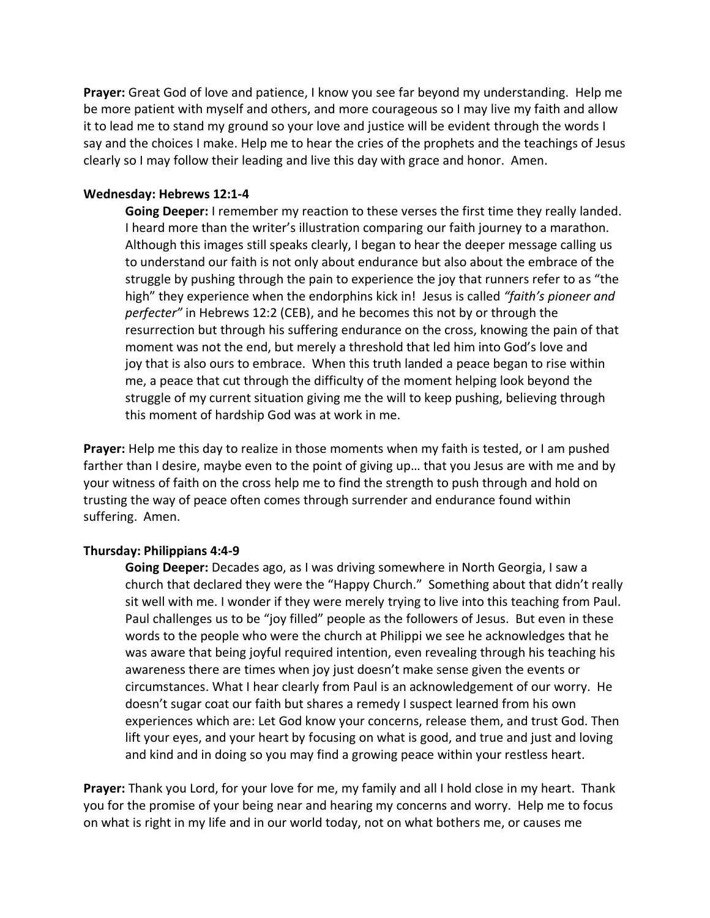**Prayer:** Great God of love and patience, I know you see far beyond my understanding. Help me be more patient with myself and others, and more courageous so I may live my faith and allow it to lead me to stand my ground so your love and justice will be evident through the words I say and the choices I make. Help me to hear the cries of the prophets and the teachings of Jesus clearly so I may follow their leading and live this day with grace and honor. Amen.

**Wednesday: Hebrews 12:1-4**

**Going Deeper:** I remember my reaction to these verses the first time they really landed. I heard more than the writer's illustration comparing our faith journey to a marathon. Although this images still speaks clearly, I began to hear the deeper message calling us to understand our faith is not only about endurance but also about the embrace of the struggle by pushing through the pain to experience the joy that runners refer to as "the high" they experience when the endorphins kick in! Jesus is called *"faith's pioneer and perfecter"* in Hebrews 12:2 (CEB), and he becomes this not by or through the resurrection but through his suffering endurance on the cross, knowing the pain of that moment was not the end, but merely a threshold that led him into God's love and joy that is also ours to embrace. When this truth landed a peace began to rise within me, a peace that cut through the difficulty of the moment helping look beyond the struggle of my current situation giving me the will to keep pushing, believing through this moment of hardship God was at work in me.

**Prayer:** Help me this day to realize in those moments when my faith is tested, or I am pushed farther than I desire, maybe even to the point of giving up… that you Jesus are with me and by your witness of faith on the cross help me to find the strength to push through and hold on trusting the way of peace often comes through surrender and endurance found within suffering. Amen.

**Thursday: Philippians 4:4-9**

**Going Deeper:** Decades ago, as I was driving somewhere in North Georgia, I saw a church that declared they were the "Happy Church." Something about that didn't really sit well with me. I wonder if they were merely trying to live into this teaching from Paul. Paul challenges us to be "joy filled" people as the followers of Jesus. But even in these words to the people who were the church at Philippi we see he acknowledges that he was aware that being joyful required intention, even revealing through his teaching his awareness there are times when joy just doesn't make sense given the events or circumstances. What I hear clearly from Paul is an acknowledgement of our worry. He doesn't sugar coat our faith but shares a remedy I suspect learned from his own experiences which are: Let God know your concerns, release them, and trust God. Then lift your eyes, and your heart by focusing on what is good, and true and just and loving and kind and in doing so you may find a growing peace within your restless heart.

**Prayer:** Thank you Lord, for your love for me, my family and all I hold close in my heart. Thank you for the promise of your being near and hearing my concerns and worry. Help me to focus on what is right in my life and in our world today, not on what bothers me, or causes me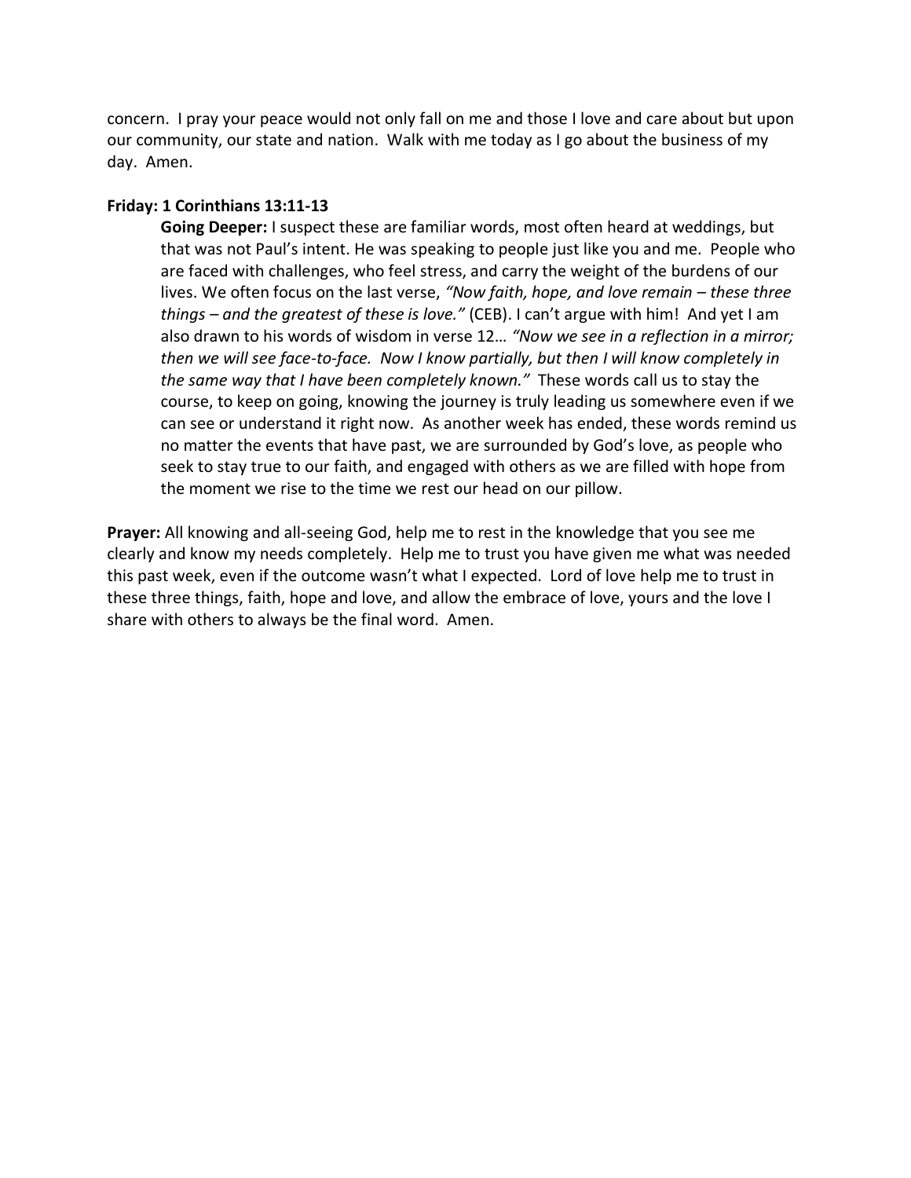concern. I pray your peace would not only fall on me and those I love and care about but upon our community, our state and nation. Walk with me today as I go about the business of my day. Amen.

**Friday: 1 Corinthians 13:11-13**

**Going Deeper:** I suspect these are familiar words, most often heard at weddings, but that was not Paul's intent. He was speaking to people just like you and me. People who are faced with challenges, who feel stress, and carry the weight of the burdens of our lives. We often focus on the last verse, *"Now faith, hope, and love remain – these three things – and the greatest of these is love."* (CEB). I can't argue with him! And yet I am also drawn to his words of wisdom in verse 12… *"Now we see in a reflection in a mirror; then we will see face-to-face. Now I know partially, but then I will know completely in the same way that I have been completely known."* These words call us to stay the course, to keep on going, knowing the journey is truly leading us somewhere even if we can see or understand it right now. As another week has ended, these words remind us no matter the events that have past, we are surrounded by God's love, as people who seek to stay true to our faith, and engaged with others as we are filled with hope from the moment we rise to the time we rest our head on our pillow.

**Prayer:** All knowing and all-seeing God, help me to rest in the knowledge that you see me clearly and know my needs completely. Help me to trust you have given me what was needed this past week, even if the outcome wasn't what I expected. Lord of love help me to trust in these three things, faith, hope and love, and allow the embrace of love, yours and the love I share with others to always be the final word. Amen.